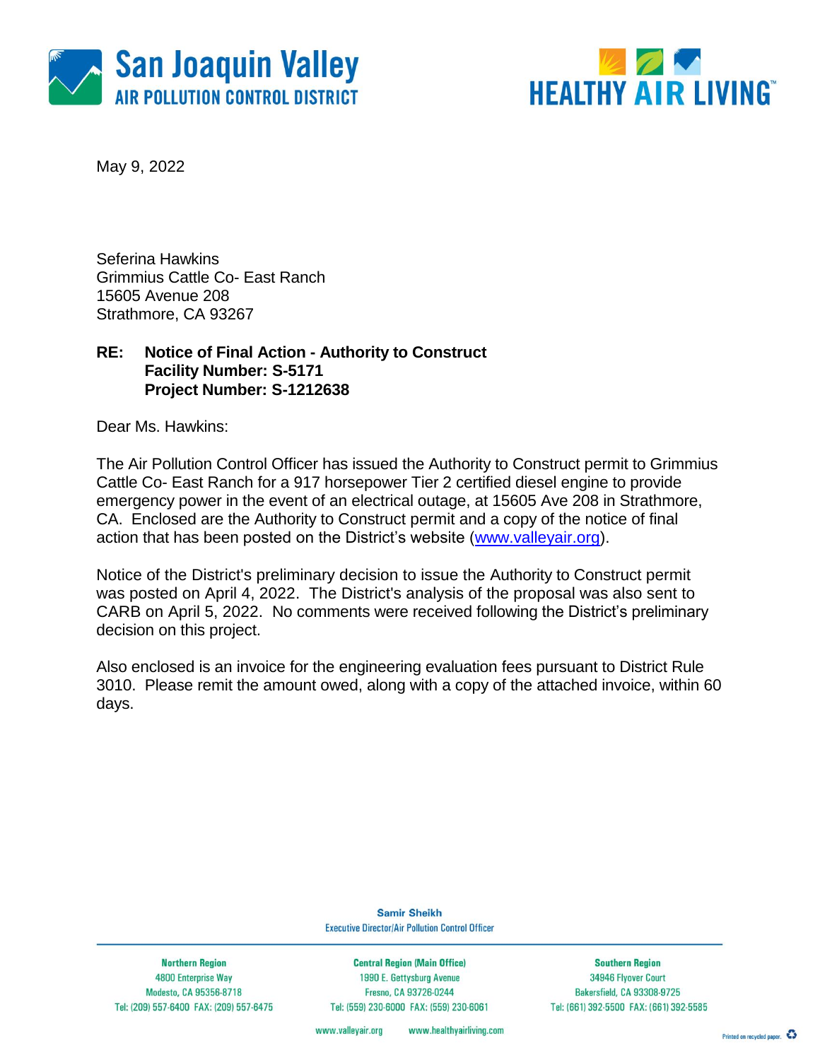San Joaquin Valley
AIR POLLUTION CONTROL DISTRICT

HEALTHY AIR LIVING™

May 9, 2022

Seferina Hawkins
Grimmius Cattle Co- East Ranch
15605 Avenue 208
Strathmore, CA 93267

**RE: Notice of Final Action - Authority to Construct**
**Facility Number: S-5171**
**Project Number: S-1212638**

Dear Ms. Hawkins:

The Air Pollution Control Officer has issued the Authority to Construct permit to Grimmius Cattle Co- East Ranch for a 917 horsepower Tier 2 certified diesel engine to provide emergency power in the event of an electrical outage, at 15605 Ave 208 in Strathmore, CA. Enclosed are the Authority to Construct permit and a copy of the notice of final action that has been posted on the District's website (www.valleyair.org).

Notice of the District's preliminary decision to issue the Authority to Construct permit was posted on April 4, 2022. The District's analysis of the proposal was also sent to CARB on April 5, 2022. No comments were received following the District's preliminary decision on this project.

Also enclosed is an invoice for the engineering evaluation fees pursuant to District Rule 3010. Please remit the amount owed, along with a copy of the attached invoice, within 60 days.

**Samir Sheikh**
Executive Director/Air Pollution Control Officer

| Northern Region | Central Region (Main Office) | Southern Region |
| --- | --- | --- |
| 4800 Enterprise Way | 1990 E. Gettysburg Avenue | 34946 Flyover Court |
| Modesto, CA 95356-8718 | Fresno, CA 93726-0244 | Bakersfield, CA 93308-9725 |
| Tel: (209) 557-6400 FAX: (209) 557-6475 | Tel: (559) 230-6000 FAX: (559) 230-6061 | Tel: (661) 392-5500 FAX: (661) 392-5585 |

www.valleyair.org www.healthyairliving.com

Printed on recycled paper.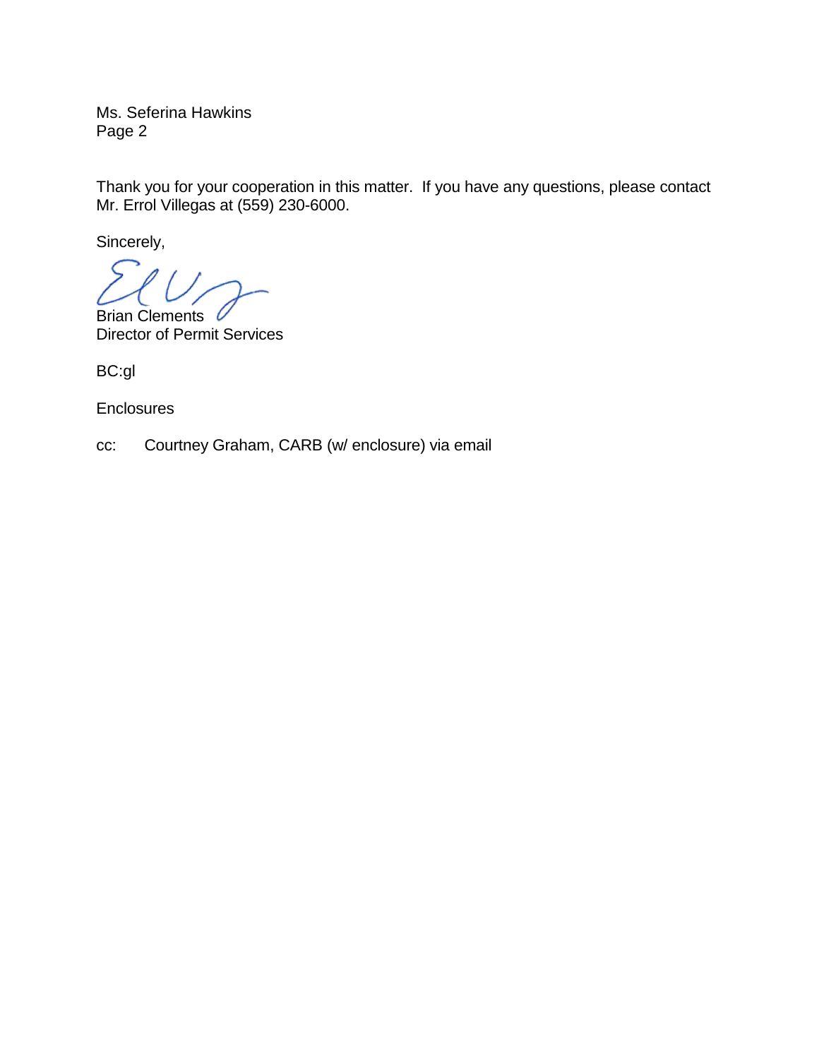Ms. Seferina Hawkins
Page 2

Thank you for your cooperation in this matter. If you have any questions, please contact Mr. Errol Villegas at (559) 230-6000.

Sincerely,

Brian Clements
Director of Permit Services

BC:gl

Enclosures

cc: Courtney Graham, CARB (w/ enclosure) via email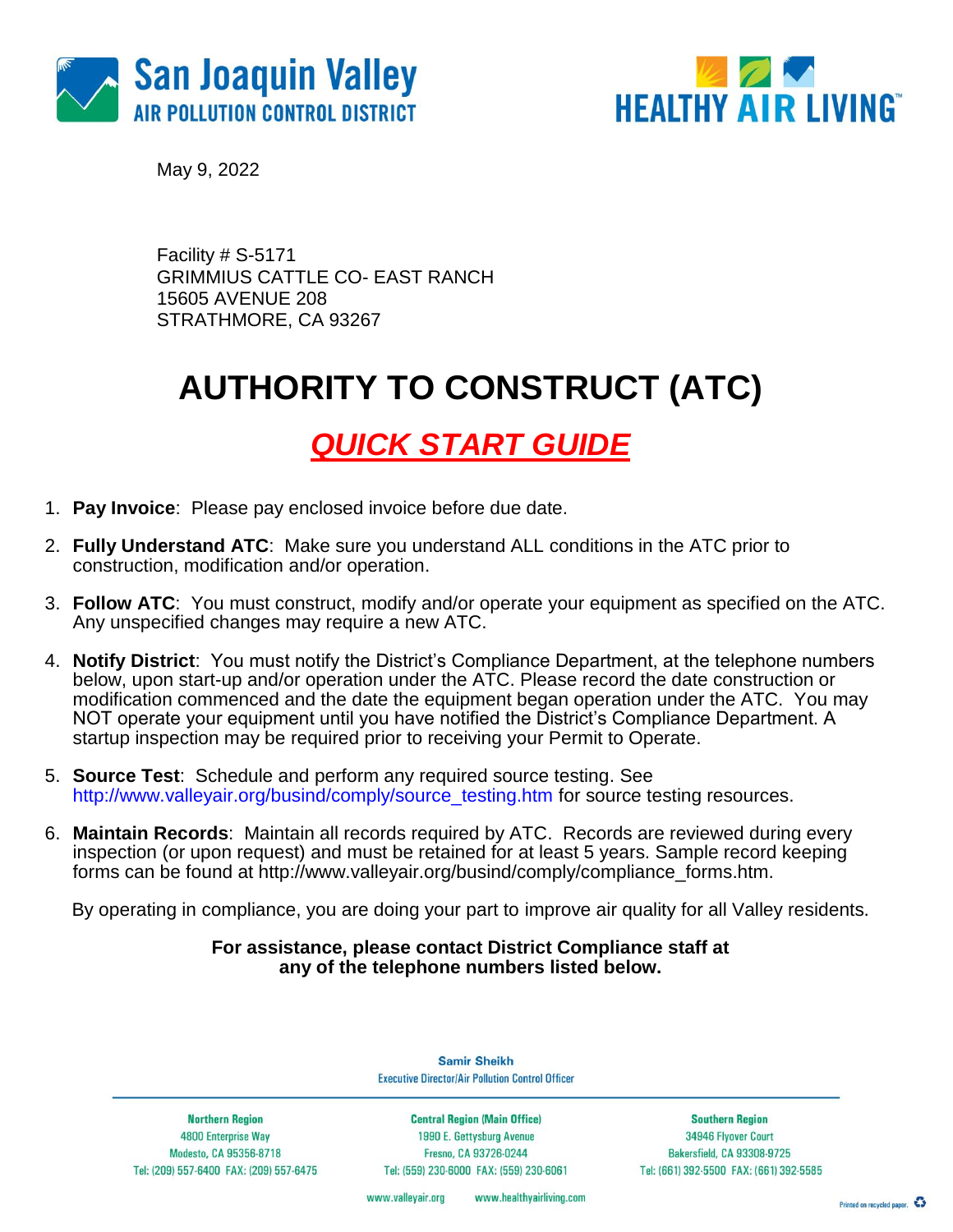San Joaquin Valley
AIR POLLUTION CONTROL DISTRICT

HEALTHY AIR LIVING™

May 9, 2022

Facility # S-5171
GRIMMIUS CATTLE CO- EAST RANCH
15605 AVENUE 208
STRATHMORE, CA 93267

# AUTHORITY TO CONSTRUCT (ATC)

## *QUICK START GUIDE*

1. **Pay Invoice**: Please pay enclosed invoice before due date.

2. **Fully Understand ATC**: Make sure you understand ALL conditions in the ATC prior to construction, modification and/or operation.

3. **Follow ATC**: You must construct, modify and/or operate your equipment as specified on the ATC. Any unspecified changes may require a new ATC.

4. **Notify District**: You must notify the District's Compliance Department, at the telephone numbers below, upon start-up and/or operation under the ATC. Please record the date construction or modification commenced and the date the equipment began operation under the ATC. You may NOT operate your equipment until you have notified the District's Compliance Department. A startup inspection may be required prior to receiving your Permit to Operate.

5. **Source Test**: Schedule and perform any required source testing. See http://www.valleyair.org/busind/comply/source_testing.htm for source testing resources.

6. **Maintain Records**: Maintain all records required by ATC. Records are reviewed during every inspection (or upon request) and must be retained for at least 5 years. Sample record keeping forms can be found at http://www.valleyair.org/busind/comply/compliance_forms.htm.

By operating in compliance, you are doing your part to improve air quality for all Valley residents.

**For assistance, please contact District Compliance staff at any of the telephone numbers listed below.**

**Samir Sheikh**
Executive Director/Air Pollution Control Officer

| Northern Region | Central Region (Main Office) | Southern Region |
|---|---|---|
| 4800 Enterprise Way | 1990 E. Gettysburg Avenue | 34946 Flyover Court |
| Modesto, CA 95356-8718 | Fresno, CA 93726-0244 | Bakersfield, CA 93308-9725 |
| Tel: (209) 557-6400 FAX: (209) 557-6475 | Tel: (559) 230-6000 FAX: (559) 230-6061 | Tel: (661) 392-5500 FAX: (661) 392-5585 |

www.valleyair.org www.healthyairliving.com

Printed on recycled paper.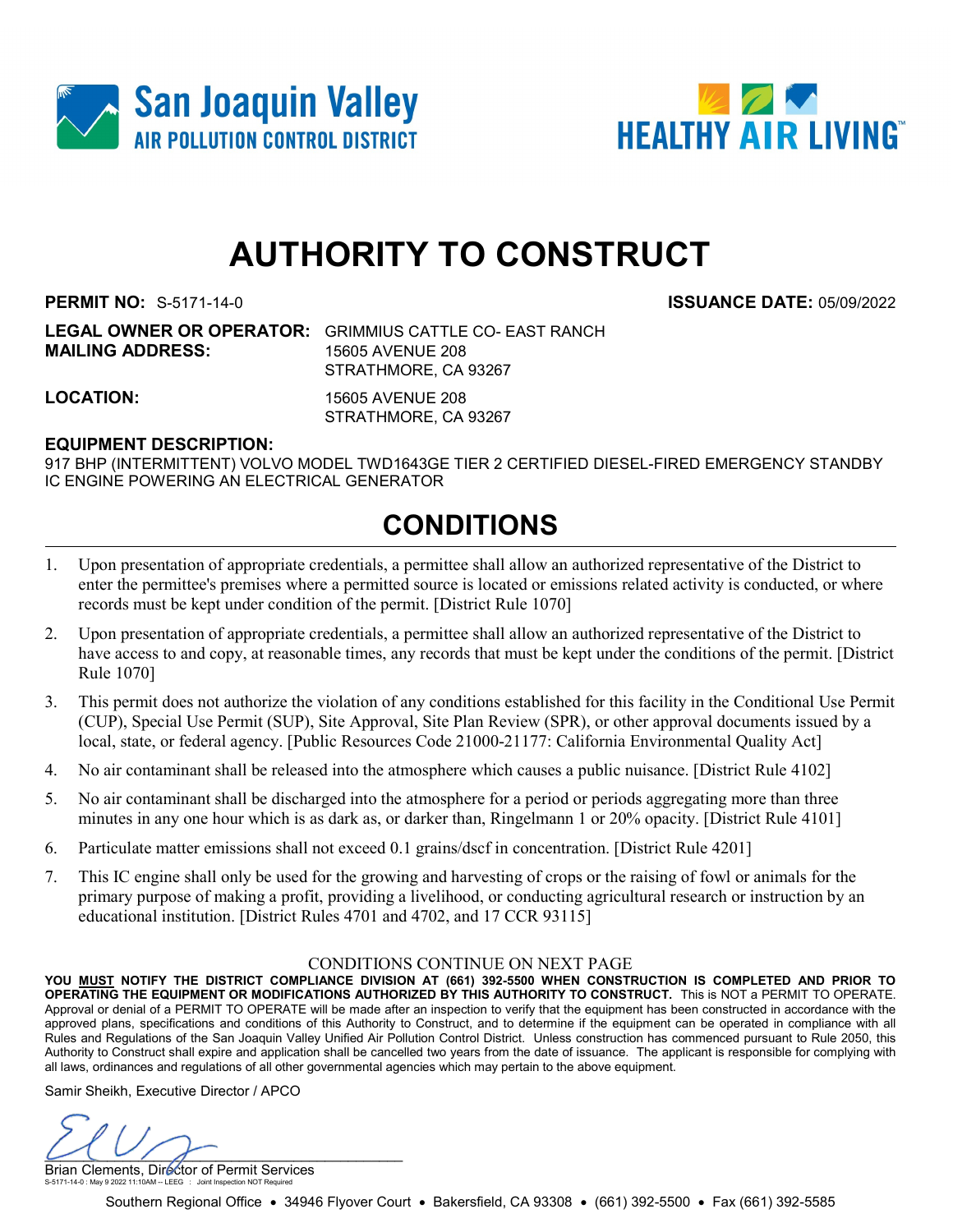# AUTHORITY TO CONSTRUCT

**PERMIT NO:** S-5171-14-0 **ISSUANCE DATE:** 05/09/2022

**LEGAL OWNER OR OPERATOR:** GRIMMIUS CATTLE CO- EAST RANCH
**MAILING ADDRESS:** 15605 AVENUE 208
STRATHMORE, CA 93267

**LOCATION:** 15605 AVENUE 208
STRATHMORE, CA 93267

**EQUIPMENT DESCRIPTION:**
917 BHP (INTERMITTENT) VOLVO MODEL TWD1643GE TIER 2 CERTIFIED DIESEL-FIRED EMERGENCY STANDBY IC ENGINE POWERING AN ELECTRICAL GENERATOR

## CONDITIONS

1. Upon presentation of appropriate credentials, a permittee shall allow an authorized representative of the District to enter the permittee's premises where a permitted source is located or emissions related activity is conducted, or where records must be kept under condition of the permit. [District Rule 1070]
2. Upon presentation of appropriate credentials, a permittee shall allow an authorized representative of the District to have access to and copy, at reasonable times, any records that must be kept under the conditions of the permit. [District Rule 1070]
3. This permit does not authorize the violation of any conditions established for this facility in the Conditional Use Permit (CUP), Special Use Permit (SUP), Site Approval, Site Plan Review (SPR), or other approval documents issued by a local, state, or federal agency. [Public Resources Code 21000-21177: California Environmental Quality Act]
4. No air contaminant shall be released into the atmosphere which causes a public nuisance. [District Rule 4102]
5. No air contaminant shall be discharged into the atmosphere for a period or periods aggregating more than three minutes in any one hour which is as dark as, or darker than, Ringelmann 1 or 20% opacity. [District Rule 4101]
6. Particulate matter emissions shall not exceed 0.1 grains/dscf in concentration. [District Rule 4201]
7. This IC engine shall only be used for the growing and harvesting of crops or the raising of fowl or animals for the primary purpose of making a profit, providing a livelihood, or conducting agricultural research or instruction by an educational institution. [District Rules 4701 and 4702, and 17 CCR 93115]

CONDITIONS CONTINUE ON NEXT PAGE

**YOU MUST NOTIFY THE DISTRICT COMPLIANCE DIVISION AT (661) 392-5500 WHEN CONSTRUCTION IS COMPLETED AND PRIOR TO OPERATING THE EQUIPMENT OR MODIFICATIONS AUTHORIZED BY THIS AUTHORITY TO CONSTRUCT.** This is NOT a PERMIT TO OPERATE. Approval or denial of a PERMIT TO OPERATE will be made after an inspection to verify that the equipment has been constructed in accordance with the approved plans, specifications and conditions of this Authority to Construct, and to determine if the equipment can be operated in compliance with all Rules and Regulations of the San Joaquin Valley Unified Air Pollution Control District. Unless construction has commenced pursuant to Rule 2050, this Authority to Construct shall expire and application shall be cancelled two years from the date of issuance. The applicant is responsible for complying with all laws, ordinances and regulations of all other governmental agencies which may pertain to the above equipment.

Samir Sheikh, Executive Director / APCO

Brian Clements, Director of Permit Services

S-5171-14-0 : May 9 2022 11:10AM -- LEEG : Joint Inspection NOT Required

Southern Regional Office • 34946 Flyover Court • Bakersfield, CA 93308 • (661) 392-5500 • Fax (661) 392-5585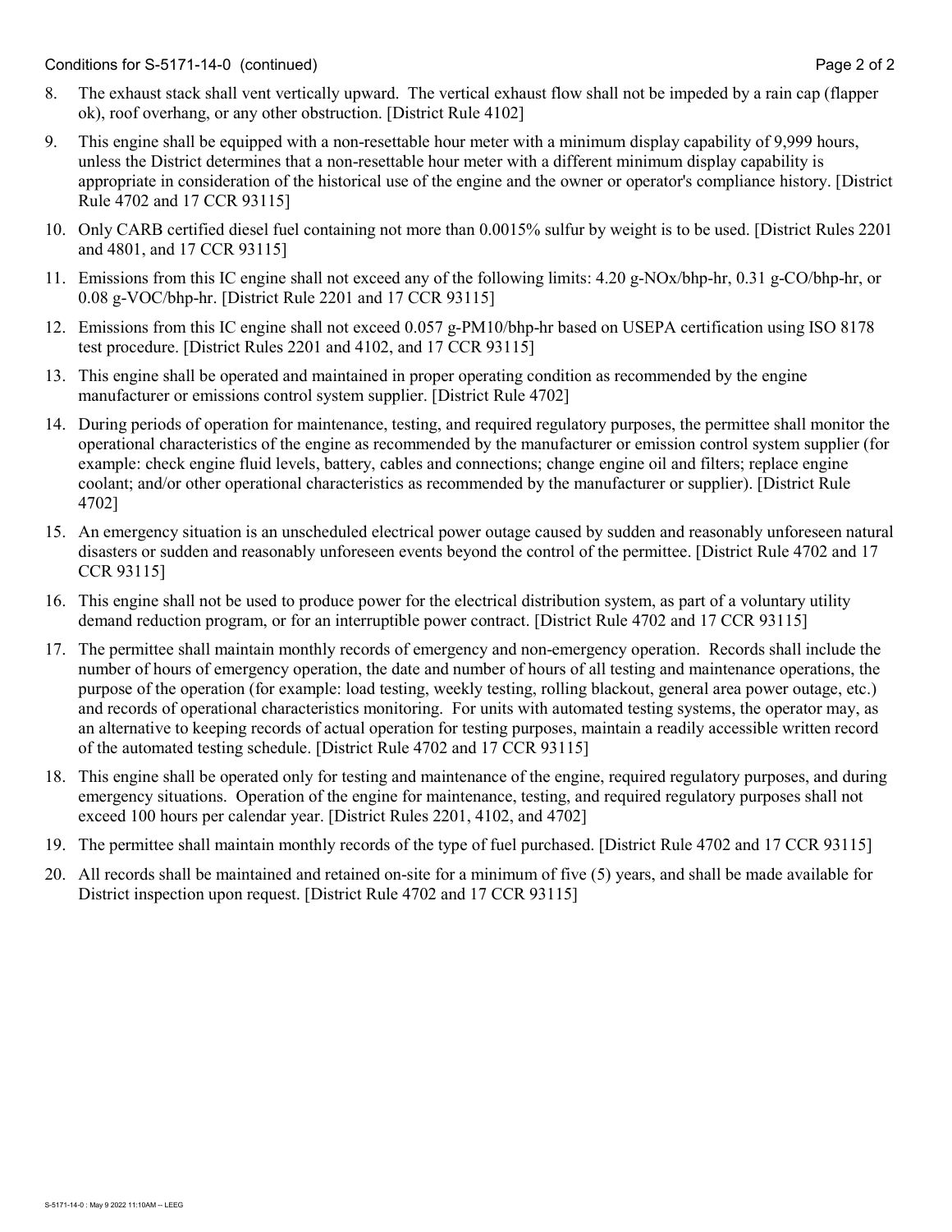8. The exhaust stack shall vent vertically upward. The vertical exhaust flow shall not be impeded by a rain cap (flapper ok), roof overhang, or any other obstruction. [District Rule 4102]
9. This engine shall be equipped with a non-resettable hour meter with a minimum display capability of 9,999 hours, unless the District determines that a non-resettable hour meter with a different minimum display capability is appropriate in consideration of the historical use of the engine and the owner or operator's compliance history. [District Rule 4702 and 17 CCR 93115]
10. Only CARB certified diesel fuel containing not more than 0.0015% sulfur by weight is to be used. [District Rules 2201 and 4801, and 17 CCR 93115]
11. Emissions from this IC engine shall not exceed any of the following limits: 4.20 g-NOx/bhp-hr, 0.31 g-CO/bhp-hr, or 0.08 g-VOC/bhp-hr. [District Rule 2201 and 17 CCR 93115]
12. Emissions from this IC engine shall not exceed 0.057 g-PM10/bhp-hr based on USEPA certification using ISO 8178 test procedure. [District Rules 2201 and 4102, and 17 CCR 93115]
13. This engine shall be operated and maintained in proper operating condition as recommended by the engine manufacturer or emissions control system supplier. [District Rule 4702]
14. During periods of operation for maintenance, testing, and required regulatory purposes, the permittee shall monitor the operational characteristics of the engine as recommended by the manufacturer or emission control system supplier (for example: check engine fluid levels, battery, cables and connections; change engine oil and filters; replace engine coolant; and/or other operational characteristics as recommended by the manufacturer or supplier). [District Rule 4702]
15. An emergency situation is an unscheduled electrical power outage caused by sudden and reasonably unforeseen natural disasters or sudden and reasonably unforeseen events beyond the control of the permittee. [District Rule 4702 and 17 CCR 93115]
16. This engine shall not be used to produce power for the electrical distribution system, as part of a voluntary utility demand reduction program, or for an interruptible power contract. [District Rule 4702 and 17 CCR 93115]
17. The permittee shall maintain monthly records of emergency and non-emergency operation. Records shall include the number of hours of emergency operation, the date and number of hours of all testing and maintenance operations, the purpose of the operation (for example: load testing, weekly testing, rolling blackout, general area power outage, etc.) and records of operational characteristics monitoring. For units with automated testing systems, the operator may, as an alternative to keeping records of actual operation for testing purposes, maintain a readily accessible written record of the automated testing schedule. [District Rule 4702 and 17 CCR 93115]
18. This engine shall be operated only for testing and maintenance of the engine, required regulatory purposes, and during emergency situations. Operation of the engine for maintenance, testing, and required regulatory purposes shall not exceed 100 hours per calendar year. [District Rules 2201, 4102, and 4702]
19. The permittee shall maintain monthly records of the type of fuel purchased. [District Rule 4702 and 17 CCR 93115]
20. All records shall be maintained and retained on-site for a minimum of five (5) years, and shall be made available for District inspection upon request. [District Rule 4702 and 17 CCR 93115]